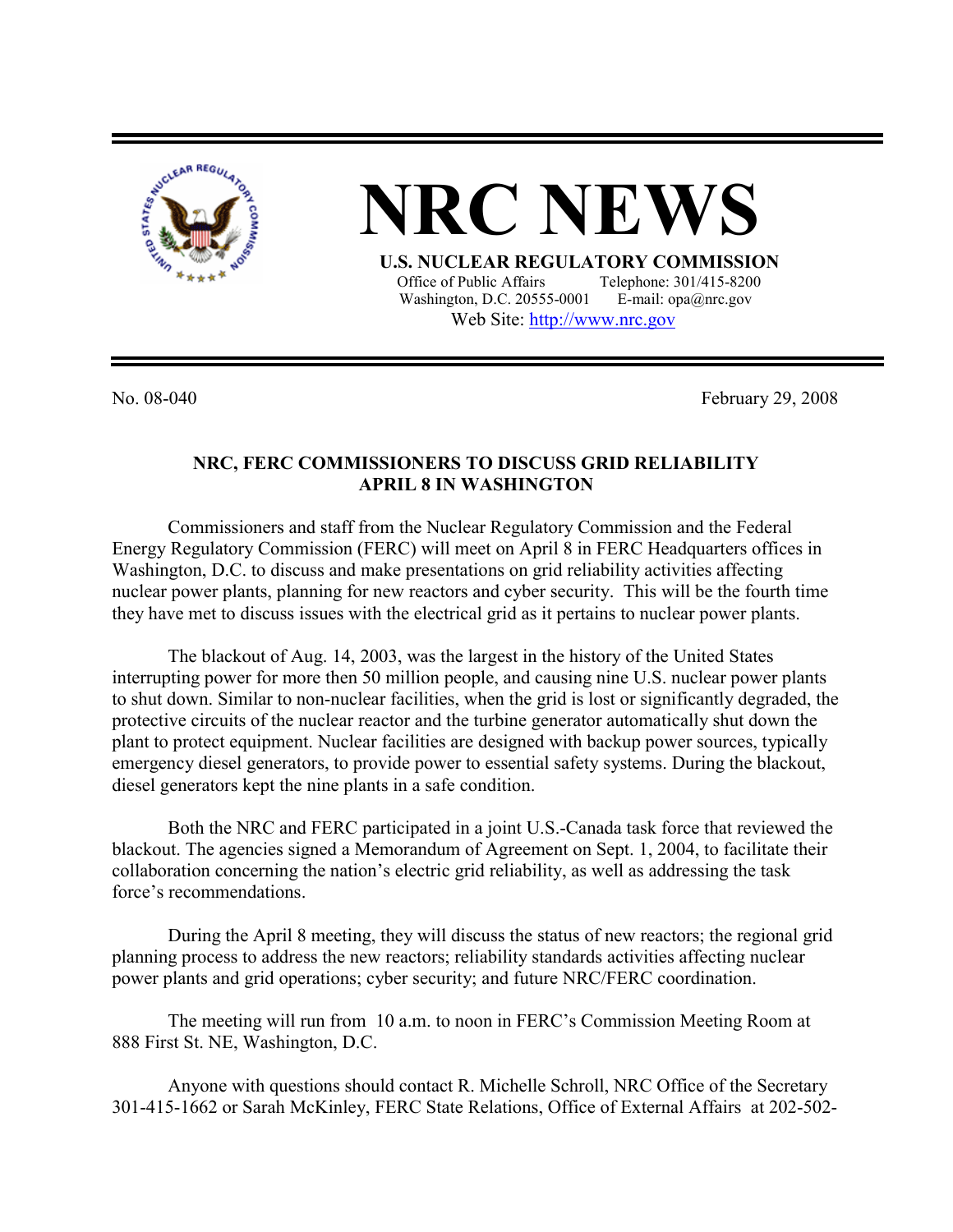# NRC NEWS

**U.S. NUCLEAR REGULATORY COMMISSION**

Office of Public Affairs Telephone: 301/415-8200
Washington, D.C. 20555-0001 E-mail: opa@nrc.gov
Web Site: http://www.nrc.gov

No. 08-040 February 29, 2008

## NRC, FERC COMMISSIONERS TO DISCUSS GRID RELIABILITY APRIL 8 IN WASHINGTON

Commissioners and staff from the Nuclear Regulatory Commission and the Federal Energy Regulatory Commission (FERC) will meet on April 8 in FERC Headquarters offices in Washington, D.C. to discuss and make presentations on grid reliability activities affecting nuclear power plants, planning for new reactors and cyber security. This will be the fourth time they have met to discuss issues with the electrical grid as it pertains to nuclear power plants.

The blackout of Aug. 14, 2003, was the largest in the history of the United States interrupting power for more then 50 million people, and causing nine U.S. nuclear power plants to shut down. Similar to non-nuclear facilities, when the grid is lost or significantly degraded, the protective circuits of the nuclear reactor and the turbine generator automatically shut down the plant to protect equipment. Nuclear facilities are designed with backup power sources, typically emergency diesel generators, to provide power to essential safety systems. During the blackout, diesel generators kept the nine plants in a safe condition.

Both the NRC and FERC participated in a joint U.S.-Canada task force that reviewed the blackout. The agencies signed a Memorandum of Agreement on Sept. 1, 2004, to facilitate their collaboration concerning the nation's electric grid reliability, as well as addressing the task force's recommendations.

During the April 8 meeting, they will discuss the status of new reactors; the regional grid planning process to address the new reactors; reliability standards activities affecting nuclear power plants and grid operations; cyber security; and future NRC/FERC coordination.

The meeting will run from 10 a.m. to noon in FERC's Commission Meeting Room at 888 First St. NE, Washington, D.C.

Anyone with questions should contact R. Michelle Schroll, NRC Office of the Secretary 301-415-1662 or Sarah McKinley, FERC State Relations, Office of External Affairs at 202-502-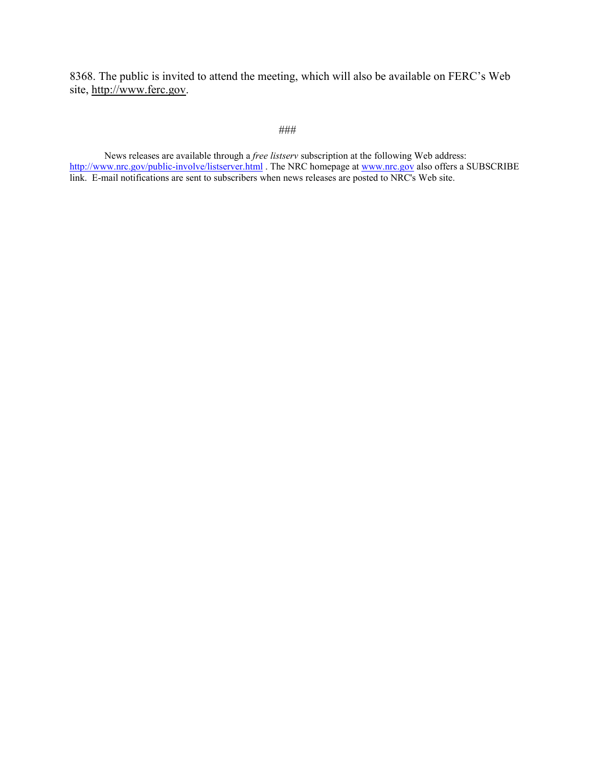8368. The public is invited to attend the meeting, which will also be available on FERC's Web site, http://www.ferc.gov.

###

News releases are available through a *free listserv* subscription at the following Web address: http://www.nrc.gov/public-involve/listserver.html . The NRC homepage at www.nrc.gov also offers a SUBSCRIBE link. E-mail notifications are sent to subscribers when news releases are posted to NRC's Web site.